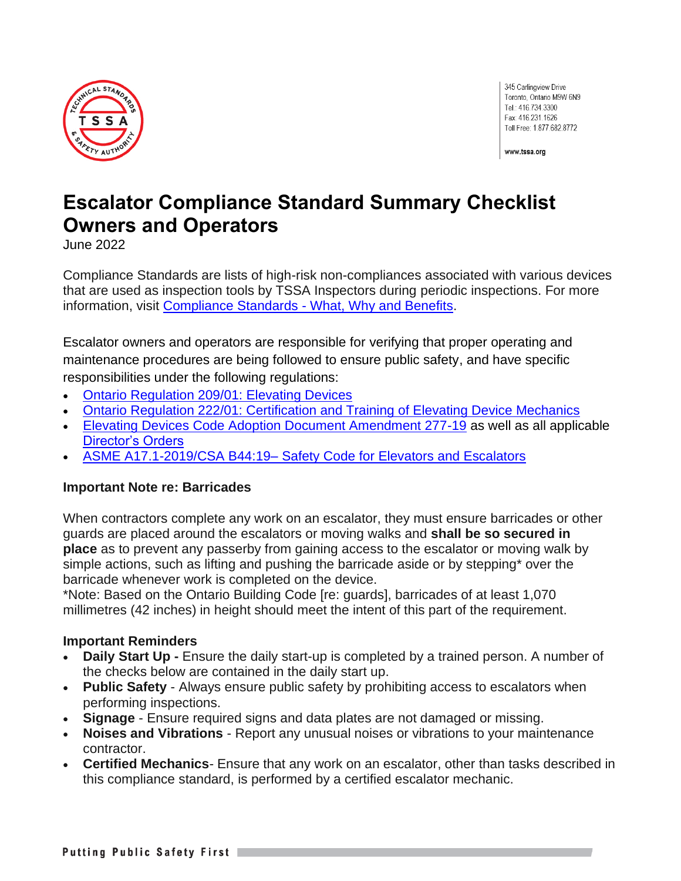345 Carlingview Drive
Toronto, Ontario M9W 6N9
Tel.: 416.734.3300
Fax: 416.231.1626
Toll Free: 1.877.682.8772

www.tssa.org

# Escalator Compliance Standard Summary Checklist Owners and Operators

June 2022

Compliance Standards are lists of high-risk non-compliances associated with various devices that are used as inspection tools by TSSA Inspectors during periodic inspections. For more information, visit [Compliance Standards - What, Why and Benefits]().

Escalator owners and operators are responsible for verifying that proper operating and maintenance procedures are being followed to ensure public safety, and have specific responsibilities under the following regulations:

- [Ontario Regulation 209/01: Elevating Devices]()
- [Ontario Regulation 222/01: Certification and Training of Elevating Device Mechanics]()
- [Elevating Devices Code Adoption Document Amendment 277-19]() as well as all applicable [Director's Orders]()
- [ASME A17.1-2019/CSA B44:19– Safety Code for Elevators and Escalators]()

**Important Note re: Barricades**

When contractors complete any work on an escalator, they must ensure barricades or other guards are placed around the escalators or moving walks and **shall be so secured in place** as to prevent any passerby from gaining access to the escalator or moving walk by simple actions, such as lifting and pushing the barricade aside or by stepping* over the barricade whenever work is completed on the device.
*Note: Based on the Ontario Building Code [re: guards], barricades of at least 1,070 millimetres (42 inches) in height should meet the intent of this part of the requirement.

**Important Reminders**

- **Daily Start Up -** Ensure the daily start-up is completed by a trained person. A number of the checks below are contained in the daily start up.
- **Public Safety** - Always ensure public safety by prohibiting access to escalators when performing inspections.
- **Signage** - Ensure required signs and data plates are not damaged or missing.
- **Noises and Vibrations** - Report any unusual noises or vibrations to your maintenance contractor.
- **Certified Mechanics**- Ensure that any work on an escalator, other than tasks described in this compliance standard, is performed by a certified escalator mechanic.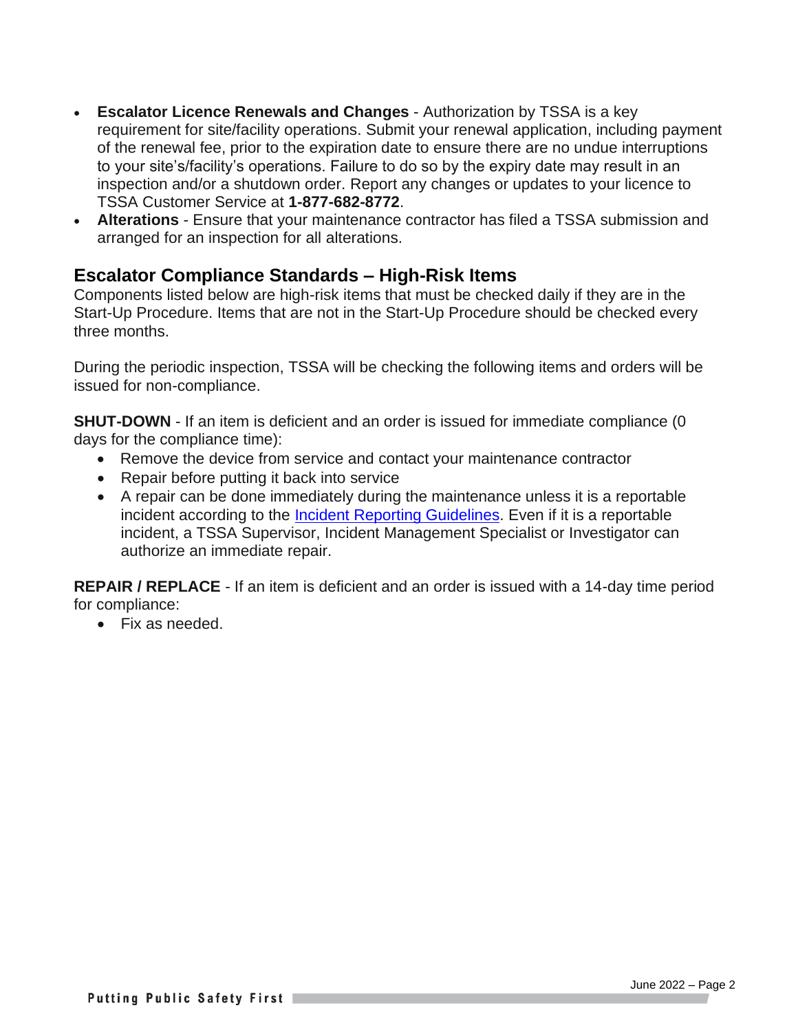- **Escalator Licence Renewals and Changes** - Authorization by TSSA is a key requirement for site/facility operations. Submit your renewal application, including payment of the renewal fee, prior to the expiration date to ensure there are no undue interruptions to your site's/facility's operations. Failure to do so by the expiry date may result in an inspection and/or a shutdown order. Report any changes or updates to your licence to TSSA Customer Service at **1-877-682-8772**.
- **Alterations** - Ensure that your maintenance contractor has filed a TSSA submission and arranged for an inspection for all alterations.

## Escalator Compliance Standards – High-Risk Items

Components listed below are high-risk items that must be checked daily if they are in the Start-Up Procedure. Items that are not in the Start-Up Procedure should be checked every three months.

During the periodic inspection, TSSA will be checking the following items and orders will be issued for non-compliance.

**SHUT-DOWN** - If an item is deficient and an order is issued for immediate compliance (0 days for the compliance time):

- Remove the device from service and contact your maintenance contractor
- Repair before putting it back into service
- A repair can be done immediately during the maintenance unless it is a reportable incident according to the Incident Reporting Guidelines. Even if it is a reportable incident, a TSSA Supervisor, Incident Management Specialist or Investigator can authorize an immediate repair.

**REPAIR / REPLACE** - If an item is deficient and an order is issued with a 14-day time period for compliance:

- Fix as needed.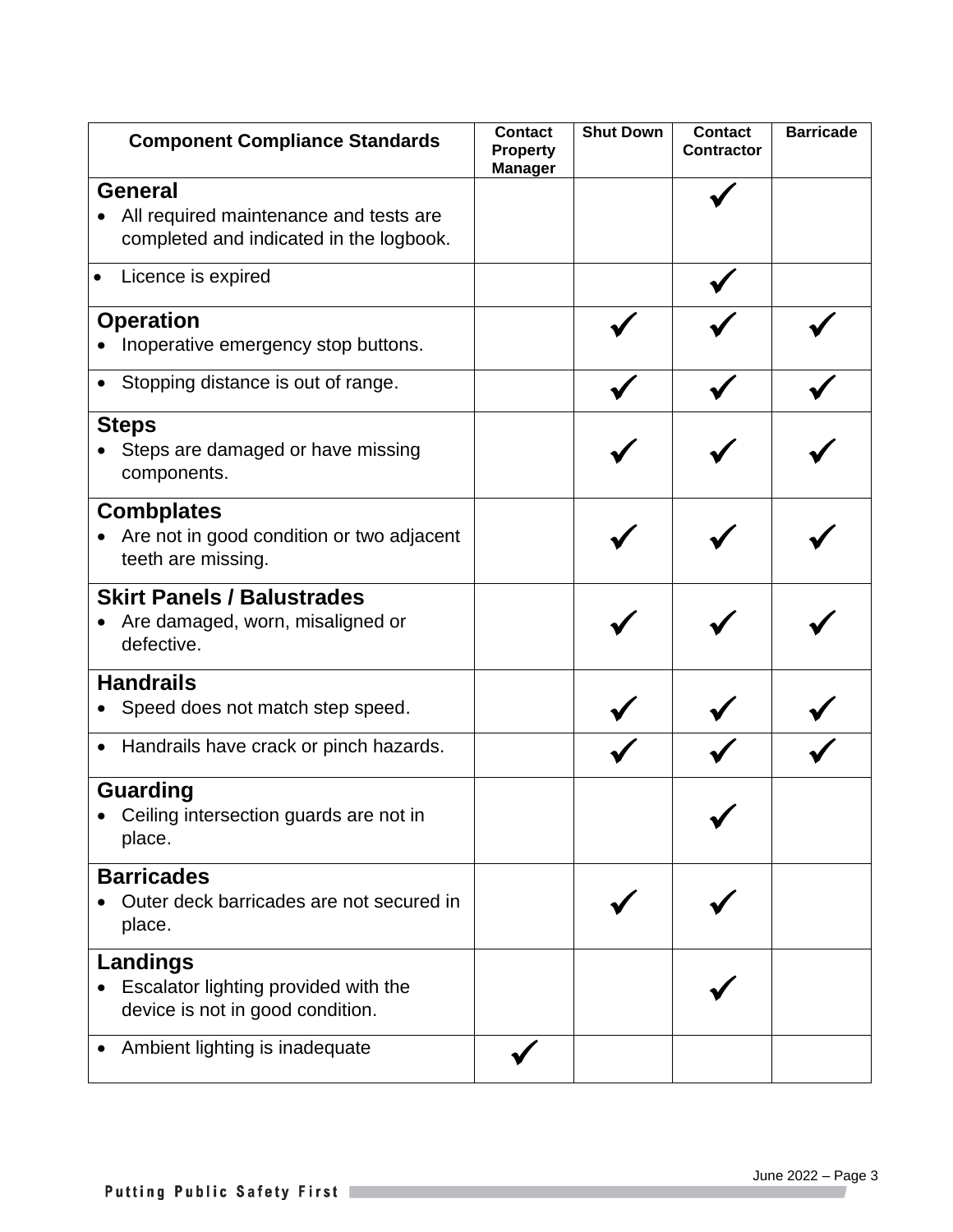| Component Compliance Standards | Contact Property Manager | Shut Down | Contact Contractor | Barricade |
|---|---|---|---|---|
| **General**<br>• All required maintenance and tests are completed and indicated in the logbook. | | | ✓ | |
| • Licence is expired | | | ✓ | |
| **Operation**<br>• Inoperative emergency stop buttons. | | ✓ | ✓ | ✓ |
| • Stopping distance is out of range. | | ✓ | ✓ | ✓ |
| **Steps**<br>• Steps are damaged or have missing components. | | ✓ | ✓ | ✓ |
| **Combplates**<br>• Are not in good condition or two adjacent teeth are missing. | | ✓ | ✓ | ✓ |
| **Skirt Panels / Balustrades**<br>• Are damaged, worn, misaligned or defective. | | ✓ | ✓ | ✓ |
| **Handrails**<br>• Speed does not match step speed. | | ✓ | ✓ | ✓ |
| • Handrails have crack or pinch hazards. | | ✓ | ✓ | ✓ |
| **Guarding**<br>• Ceiling intersection guards are not in place. | | | ✓ | |
| **Barricades**<br>• Outer deck barricades are not secured in place. | | ✓ | ✓ | |
| **Landings**<br>• Escalator lighting provided with the device is not in good condition. | | | ✓ | |
| • Ambient lighting is inadequate | ✓ | | | |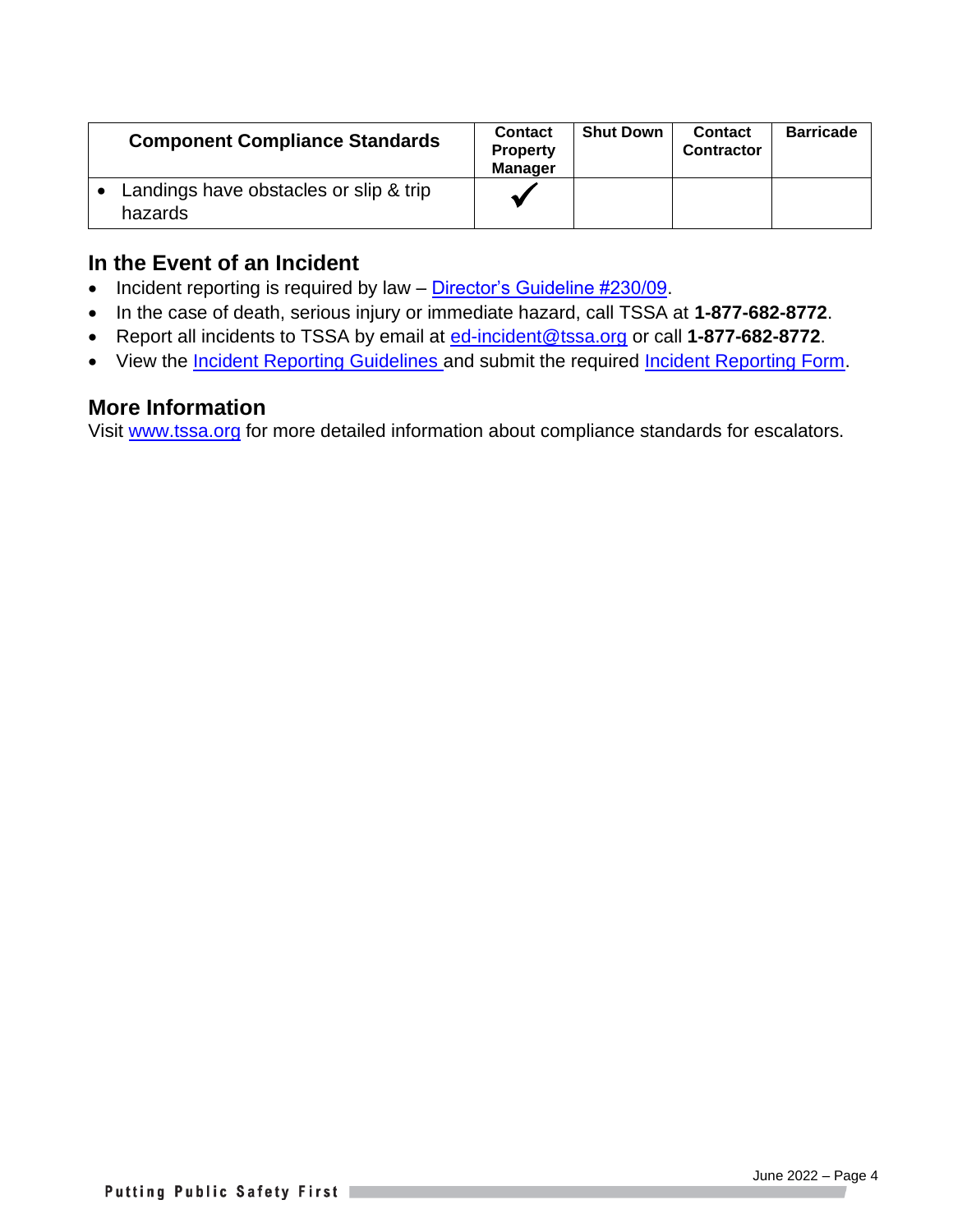| Component Compliance Standards | Contact Property Manager | Shut Down | Contact Contractor | Barricade |
|---|---|---|---|---|
| • Landings have obstacles or slip & trip hazards | ✓ | | | |

## In the Event of an Incident

- Incident reporting is required by law – [Director's Guideline #230/09](#).
- In the case of death, serious injury or immediate hazard, call TSSA at **1-877-682-8772**.
- Report all incidents to TSSA by email at [ed-incident@tssa.org](mailto:ed-incident@tssa.org) or call **1-877-682-8772**.
- View the [Incident Reporting Guidelines](#) and submit the required [Incident Reporting Form](#).

## More Information

Visit [www.tssa.org](http://www.tssa.org) for more detailed information about compliance standards for escalators.